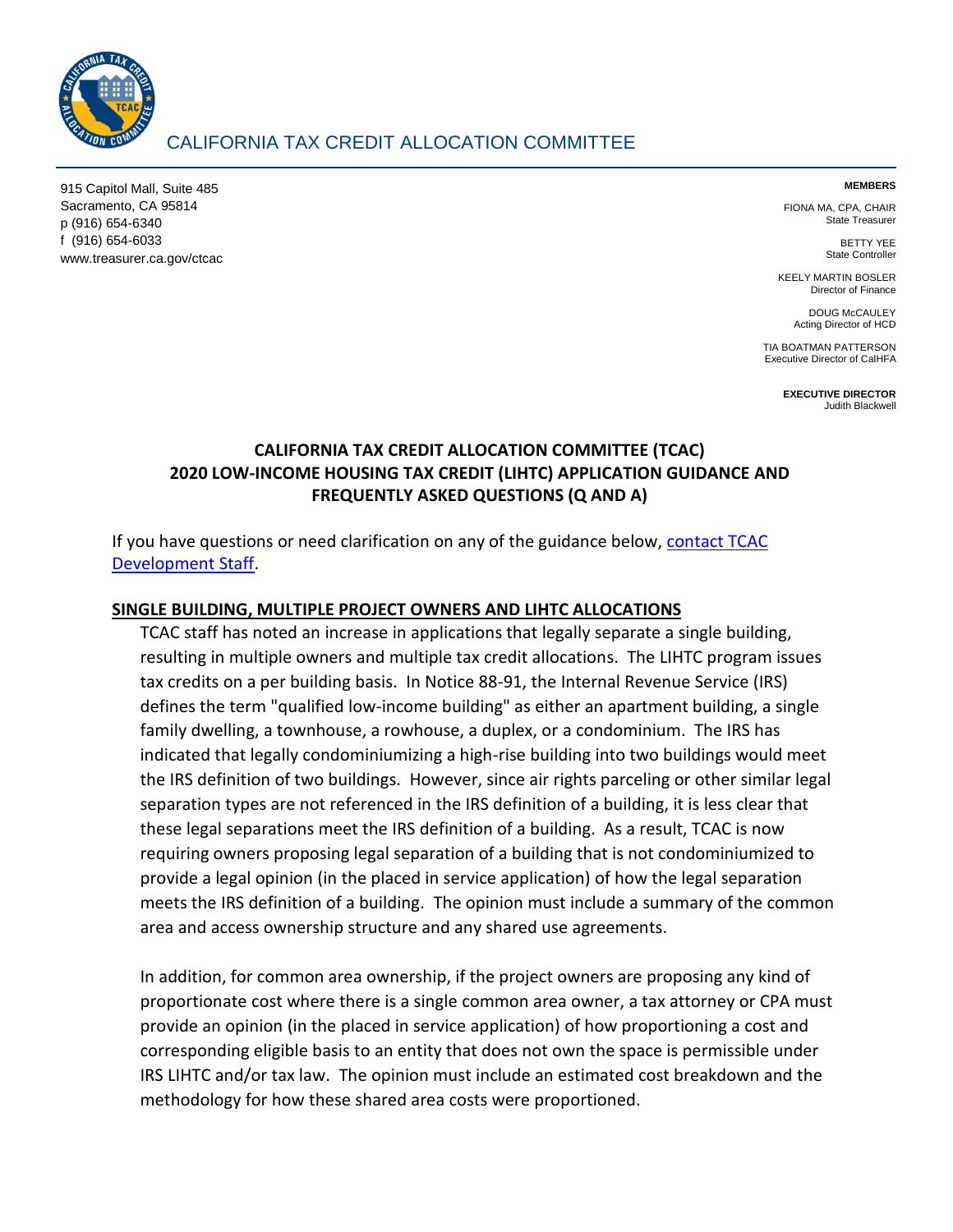CALIFORNIA TAX CREDIT ALLOCATION COMMITTEE

915 Capitol Mall, Suite 485
Sacramento, CA 95814
p (916) 654-6340
f (916) 654-6033
www.treasurer.ca.gov/ctcac

**MEMBERS**

FIONA MA, CPA, CHAIR
State Treasurer

BETTY YEE
State Controller

KEELY MARTIN BOSLER
Director of Finance

DOUG McCAULEY
Acting Director of HCD

TIA BOATMAN PATTERSON
Executive Director of CalHFA

**EXECUTIVE DIRECTOR**
Judith Blackwell

# CALIFORNIA TAX CREDIT ALLOCATION COMMITTEE (TCAC) 2020 LOW-INCOME HOUSING TAX CREDIT (LIHTC) APPLICATION GUIDANCE AND FREQUENTLY ASKED QUESTIONS (Q AND A)

If you have questions or need clarification on any of the guidance below, [contact TCAC Development Staff](#).

## SINGLE BUILDING, MULTIPLE PROJECT OWNERS AND LIHTC ALLOCATIONS

TCAC staff has noted an increase in applications that legally separate a single building, resulting in multiple owners and multiple tax credit allocations. The LIHTC program issues tax credits on a per building basis. In Notice 88-91, the Internal Revenue Service (IRS) defines the term "qualified low-income building" as either an apartment building, a single family dwelling, a townhouse, a rowhouse, a duplex, or a condominium. The IRS has indicated that legally condominiumizing a high-rise building into two buildings would meet the IRS definition of two buildings. However, since air rights parceling or other similar legal separation types are not referenced in the IRS definition of a building, it is less clear that these legal separations meet the IRS definition of a building. As a result, TCAC is now requiring owners proposing legal separation of a building that is not condominiumized to provide a legal opinion (in the placed in service application) of how the legal separation meets the IRS definition of a building. The opinion must include a summary of the common area and access ownership structure and any shared use agreements.

In addition, for common area ownership, if the project owners are proposing any kind of proportionate cost where there is a single common area owner, a tax attorney or CPA must provide an opinion (in the placed in service application) of how proportioning a cost and corresponding eligible basis to an entity that does not own the space is permissible under IRS LIHTC and/or tax law. The opinion must include an estimated cost breakdown and the methodology for how these shared area costs were proportioned.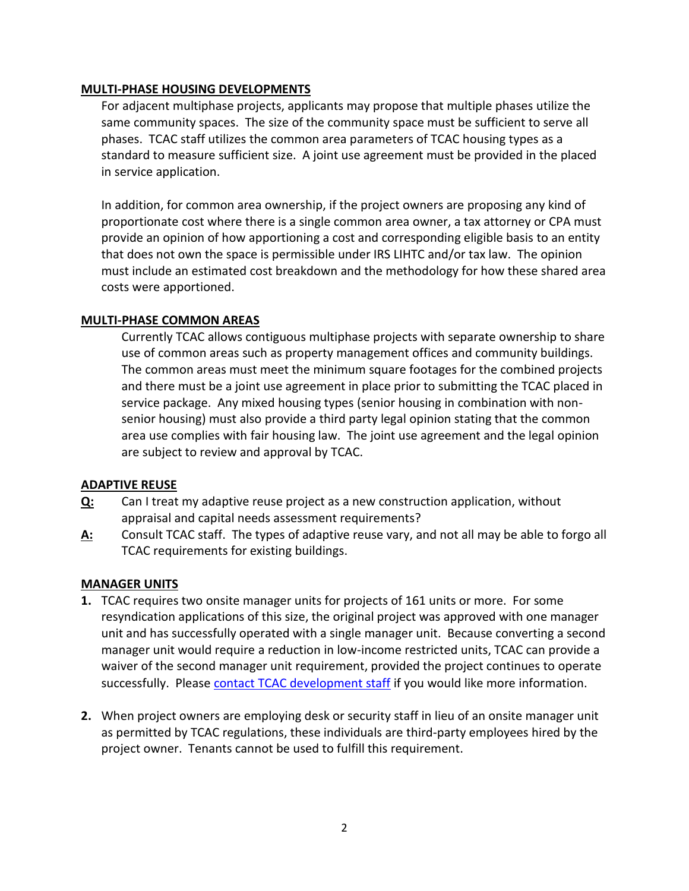## MULTI-PHASE HOUSING DEVELOPMENTS

For adjacent multiphase projects, applicants may propose that multiple phases utilize the same community spaces. The size of the community space must be sufficient to serve all phases. TCAC staff utilizes the common area parameters of TCAC housing types as a standard to measure sufficient size. A joint use agreement must be provided in the placed in service application.

In addition, for common area ownership, if the project owners are proposing any kind of proportionate cost where there is a single common area owner, a tax attorney or CPA must provide an opinion of how apportioning a cost and corresponding eligible basis to an entity that does not own the space is permissible under IRS LIHTC and/or tax law. The opinion must include an estimated cost breakdown and the methodology for how these shared area costs were apportioned.

## MULTI-PHASE COMMON AREAS

Currently TCAC allows contiguous multiphase projects with separate ownership to share use of common areas such as property management offices and community buildings. The common areas must meet the minimum square footages for the combined projects and there must be a joint use agreement in place prior to submitting the TCAC placed in service package. Any mixed housing types (senior housing in combination with non-senior housing) must also provide a third party legal opinion stating that the common area use complies with fair housing law. The joint use agreement and the legal opinion are subject to review and approval by TCAC.

## ADAPTIVE REUSE

**Q:** Can I treat my adaptive reuse project as a new construction application, without appraisal and capital needs assessment requirements?

**A:** Consult TCAC staff. The types of adaptive reuse vary, and not all may be able to forgo all TCAC requirements for existing buildings.

## MANAGER UNITS

1. TCAC requires two onsite manager units for projects of 161 units or more. For some resyndication applications of this size, the original project was approved with one manager unit and has successfully operated with a single manager unit. Because converting a second manager unit would require a reduction in low-income restricted units, TCAC can provide a waiver of the second manager unit requirement, provided the project continues to operate successfully. Please [contact TCAC development staff]() if you would like more information.

2. When project owners are employing desk or security staff in lieu of an onsite manager unit as permitted by TCAC regulations, these individuals are third-party employees hired by the project owner. Tenants cannot be used to fulfill this requirement.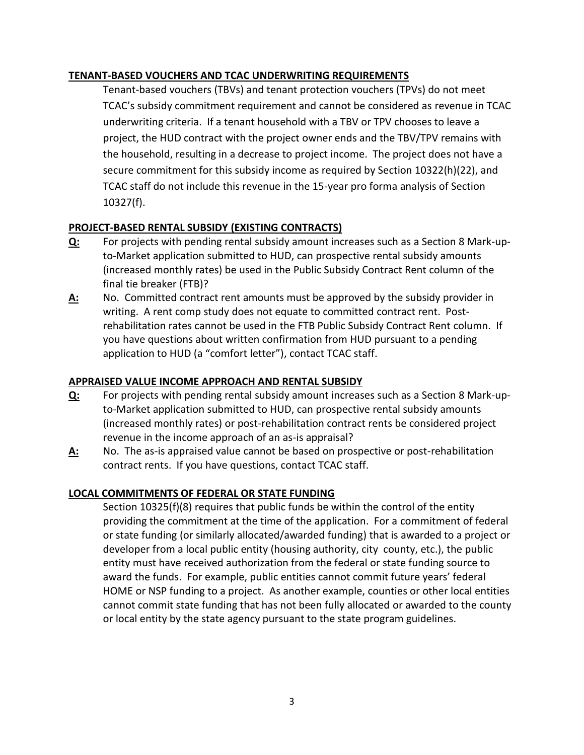## TENANT-BASED VOUCHERS AND TCAC UNDERWRITING REQUIREMENTS

Tenant-based vouchers (TBVs) and tenant protection vouchers (TPVs) do not meet TCAC's subsidy commitment requirement and cannot be considered as revenue in TCAC underwriting criteria. If a tenant household with a TBV or TPV chooses to leave a project, the HUD contract with the project owner ends and the TBV/TPV remains with the household, resulting in a decrease to project income. The project does not have a secure commitment for this subsidy income as required by Section 10322(h)(22), and TCAC staff do not include this revenue in the 15-year pro forma analysis of Section 10327(f).

## PROJECT-BASED RENTAL SUBSIDY (EXISTING CONTRACTS)

**Q:** For projects with pending rental subsidy amount increases such as a Section 8 Mark-up-to-Market application submitted to HUD, can prospective rental subsidy amounts (increased monthly rates) be used in the Public Subsidy Contract Rent column of the final tie breaker (FTB)?

**A:** No. Committed contract rent amounts must be approved by the subsidy provider in writing. A rent comp study does not equate to committed contract rent. Post-rehabilitation rates cannot be used in the FTB Public Subsidy Contract Rent column. If you have questions about written confirmation from HUD pursuant to a pending application to HUD (a "comfort letter"), contact TCAC staff.

## APPRAISED VALUE INCOME APPROACH AND RENTAL SUBSIDY

**Q:** For projects with pending rental subsidy amount increases such as a Section 8 Mark-up-to-Market application submitted to HUD, can prospective rental subsidy amounts (increased monthly rates) or post-rehabilitation contract rents be considered project revenue in the income approach of an as-is appraisal?

**A:** No. The as-is appraised value cannot be based on prospective or post-rehabilitation contract rents. If you have questions, contact TCAC staff.

## LOCAL COMMITMENTS OF FEDERAL OR STATE FUNDING

Section 10325(f)(8) requires that public funds be within the control of the entity providing the commitment at the time of the application. For a commitment of federal or state funding (or similarly allocated/awarded funding) that is awarded to a project or developer from a local public entity (housing authority, city county, etc.), the public entity must have received authorization from the federal or state funding source to award the funds. For example, public entities cannot commit future years' federal HOME or NSP funding to a project. As another example, counties or other local entities cannot commit state funding that has not been fully allocated or awarded to the county or local entity by the state agency pursuant to the state program guidelines.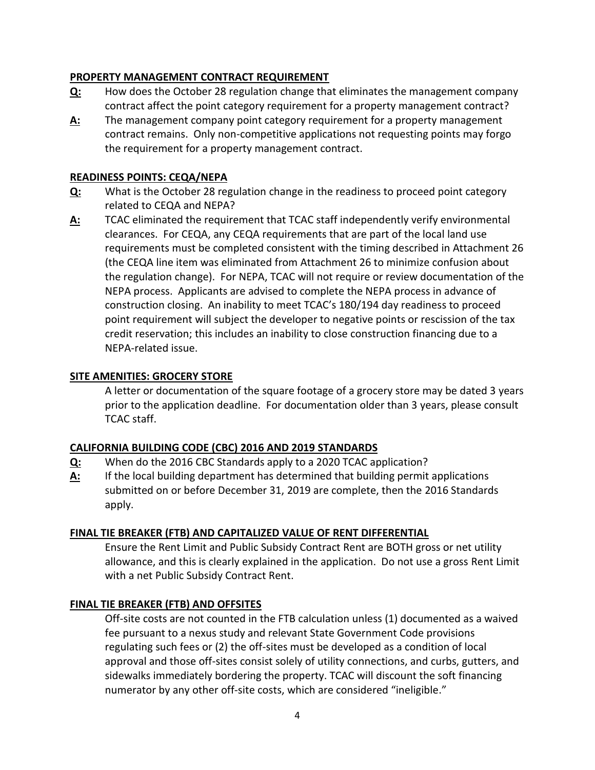**PROPERTY MANAGEMENT CONTRACT REQUIREMENT**

**Q:** How does the October 28 regulation change that eliminates the management company contract affect the point category requirement for a property management contract?

**A:** The management company point category requirement for a property management contract remains. Only non-competitive applications not requesting points may forgo the requirement for a property management contract.

**READINESS POINTS: CEQA/NEPA**

**Q:** What is the October 28 regulation change in the readiness to proceed point category related to CEQA and NEPA?

**A:** TCAC eliminated the requirement that TCAC staff independently verify environmental clearances. For CEQA, any CEQA requirements that are part of the local land use requirements must be completed consistent with the timing described in Attachment 26 (the CEQA line item was eliminated from Attachment 26 to minimize confusion about the regulation change). For NEPA, TCAC will not require or review documentation of the NEPA process. Applicants are advised to complete the NEPA process in advance of construction closing. An inability to meet TCAC's 180/194 day readiness to proceed point requirement will subject the developer to negative points or rescission of the tax credit reservation; this includes an inability to close construction financing due to a NEPA-related issue.

**SITE AMENITIES: GROCERY STORE**

A letter or documentation of the square footage of a grocery store may be dated 3 years prior to the application deadline. For documentation older than 3 years, please consult TCAC staff.

**CALIFORNIA BUILDING CODE (CBC) 2016 AND 2019 STANDARDS**

**Q:** When do the 2016 CBC Standards apply to a 2020 TCAC application?

**A:** If the local building department has determined that building permit applications submitted on or before December 31, 2019 are complete, then the 2016 Standards apply.

**FINAL TIE BREAKER (FTB) AND CAPITALIZED VALUE OF RENT DIFFERENTIAL**

Ensure the Rent Limit and Public Subsidy Contract Rent are BOTH gross or net utility allowance, and this is clearly explained in the application. Do not use a gross Rent Limit with a net Public Subsidy Contract Rent.

**FINAL TIE BREAKER (FTB) AND OFFSITES**

Off-site costs are not counted in the FTB calculation unless (1) documented as a waived fee pursuant to a nexus study and relevant State Government Code provisions regulating such fees or (2) the off-sites must be developed as a condition of local approval and those off-sites consist solely of utility connections, and curbs, gutters, and sidewalks immediately bordering the property. TCAC will discount the soft financing numerator by any other off-site costs, which are considered "ineligible."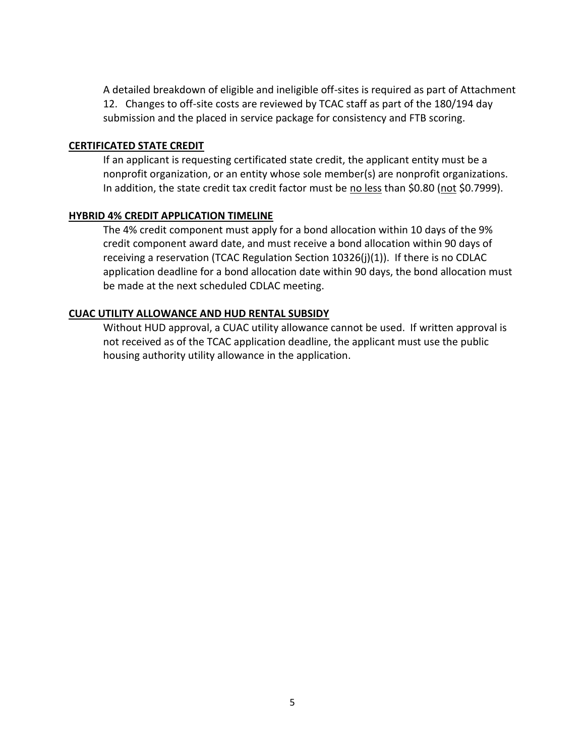A detailed breakdown of eligible and ineligible off-sites is required as part of Attachment 12. Changes to off-site costs are reviewed by TCAC staff as part of the 180/194 day submission and the placed in service package for consistency and FTB scoring.

**CERTIFICATED STATE CREDIT**

If an applicant is requesting certificated state credit, the applicant entity must be a nonprofit organization, or an entity whose sole member(s) are nonprofit organizations. In addition, the state credit tax credit factor must be no less than $0.80 (not $0.7999).

**HYBRID 4% CREDIT APPLICATION TIMELINE**

The 4% credit component must apply for a bond allocation within 10 days of the 9% credit component award date, and must receive a bond allocation within 90 days of receiving a reservation (TCAC Regulation Section 10326(j)(1)). If there is no CDLAC application deadline for a bond allocation date within 90 days, the bond allocation must be made at the next scheduled CDLAC meeting.

**CUAC UTILITY ALLOWANCE AND HUD RENTAL SUBSIDY**

Without HUD approval, a CUAC utility allowance cannot be used. If written approval is not received as of the TCAC application deadline, the applicant must use the public housing authority utility allowance in the application.